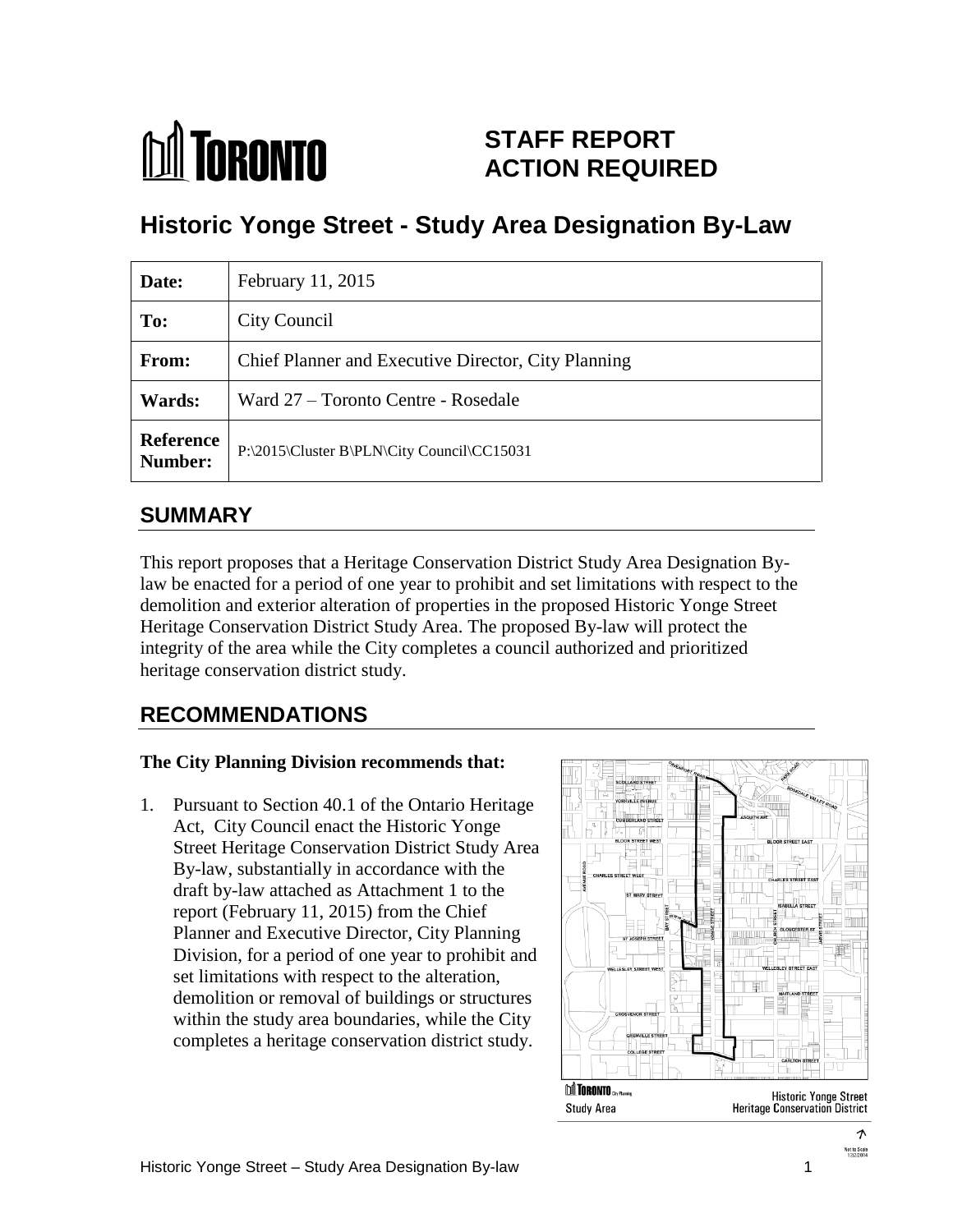# STAFF REPORT ACTION REQUIRED

## Historic Yonge Street - Study Area Designation By-Law

| | |
|---|---|
| **Date:** | February 11, 2015 |
| **To:** | City Council |
| **From:** | Chief Planner and Executive Director, City Planning |
| **Wards:** | Ward 27 – Toronto Centre - Rosedale |
| **Reference Number:** | P:\2015\Cluster B\PLN\City Council\CC15031 |

## SUMMARY

This report proposes that a Heritage Conservation District Study Area Designation By-law be enacted for a period of one year to prohibit and set limitations with respect to the demolition and exterior alteration of properties in the proposed Historic Yonge Street Heritage Conservation District Study Area. The proposed By-law will protect the integrity of the area while the City completes a council authorized and prioritized heritage conservation district study.

## RECOMMENDATIONS

**The City Planning Division recommends that:**

1. Pursuant to Section 40.1 of the Ontario Heritage Act, City Council enact the Historic Yonge Street Heritage Conservation District Study Area By-law, substantially in accordance with the draft by-law attached as Attachment 1 to the report (February 11, 2015) from the Chief Planner and Executive Director, City Planning Division, for a period of one year to prohibit and set limitations with respect to the alteration, demolition or removal of buildings or structures within the study area boundaries, while the City completes a heritage conservation district study.

Study Area — Historic Yonge Street Heritage Conservation District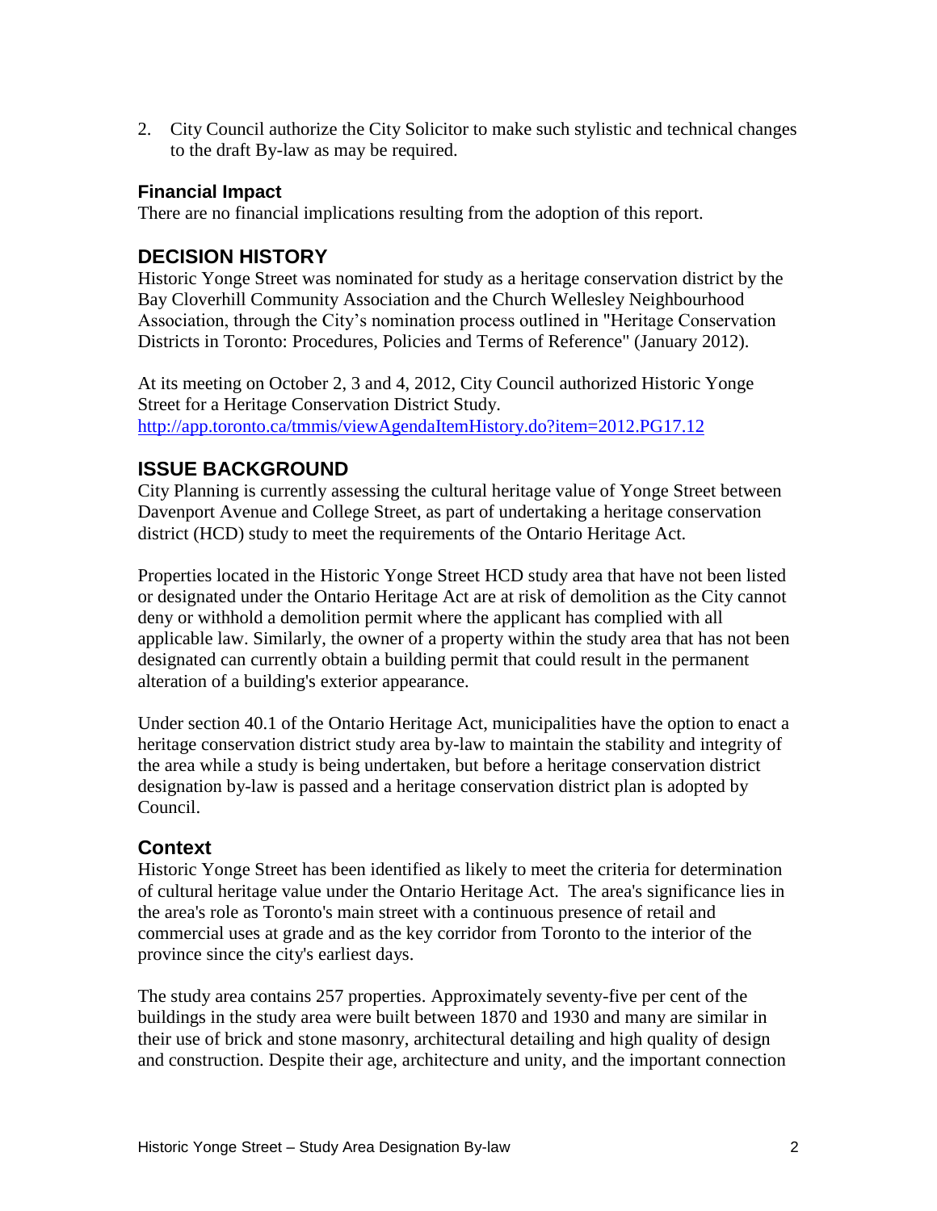2. City Council authorize the City Solicitor to make such stylistic and technical changes to the draft By-law as may be required.

### Financial Impact

There are no financial implications resulting from the adoption of this report.

## DECISION HISTORY

Historic Yonge Street was nominated for study as a heritage conservation district by the Bay Cloverhill Community Association and the Church Wellesley Neighbourhood Association, through the City's nomination process outlined in "Heritage Conservation Districts in Toronto: Procedures, Policies and Terms of Reference" (January 2012).

At its meeting on October 2, 3 and 4, 2012, City Council authorized Historic Yonge Street for a Heritage Conservation District Study.
http://app.toronto.ca/tmmis/viewAgendaItemHistory.do?item=2012.PG17.12

## ISSUE BACKGROUND

City Planning is currently assessing the cultural heritage value of Yonge Street between Davenport Avenue and College Street, as part of undertaking a heritage conservation district (HCD) study to meet the requirements of the Ontario Heritage Act.

Properties located in the Historic Yonge Street HCD study area that have not been listed or designated under the Ontario Heritage Act are at risk of demolition as the City cannot deny or withhold a demolition permit where the applicant has complied with all applicable law. Similarly, the owner of a property within the study area that has not been designated can currently obtain a building permit that could result in the permanent alteration of a building's exterior appearance.

Under section 40.1 of the Ontario Heritage Act, municipalities have the option to enact a heritage conservation district study area by-law to maintain the stability and integrity of the area while a study is being undertaken, but before a heritage conservation district designation by-law is passed and a heritage conservation district plan is adopted by Council.

### Context

Historic Yonge Street has been identified as likely to meet the criteria for determination of cultural heritage value under the Ontario Heritage Act. The area's significance lies in the area's role as Toronto's main street with a continuous presence of retail and commercial uses at grade and as the key corridor from Toronto to the interior of the province since the city's earliest days.

The study area contains 257 properties. Approximately seventy-five per cent of the buildings in the study area were built between 1870 and 1930 and many are similar in their use of brick and stone masonry, architectural detailing and high quality of design and construction. Despite their age, architecture and unity, and the important connection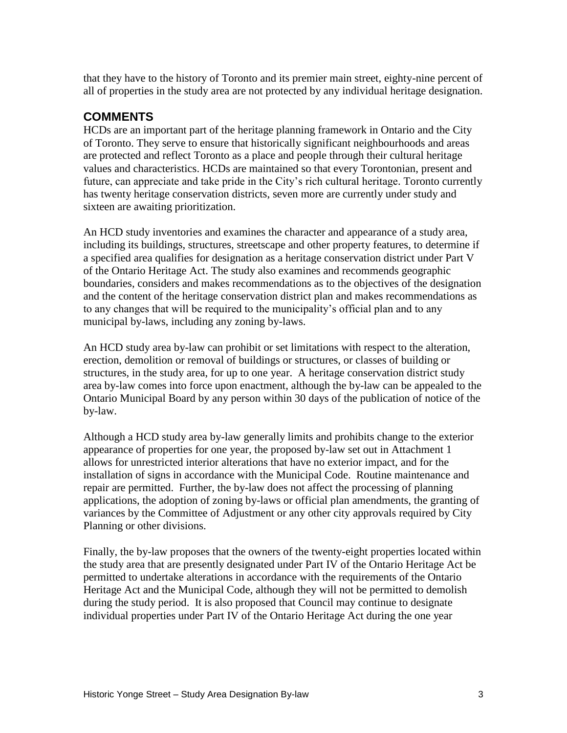that they have to the history of Toronto and its premier main street, eighty-nine percent of all of properties in the study area are not protected by any individual heritage designation.

## COMMENTS

HCDs are an important part of the heritage planning framework in Ontario and the City of Toronto. They serve to ensure that historically significant neighbourhoods and areas are protected and reflect Toronto as a place and people through their cultural heritage values and characteristics. HCDs are maintained so that every Torontonian, present and future, can appreciate and take pride in the City's rich cultural heritage. Toronto currently has twenty heritage conservation districts, seven more are currently under study and sixteen are awaiting prioritization.

An HCD study inventories and examines the character and appearance of a study area, including its buildings, structures, streetscape and other property features, to determine if a specified area qualifies for designation as a heritage conservation district under Part V of the Ontario Heritage Act. The study also examines and recommends geographic boundaries, considers and makes recommendations as to the objectives of the designation and the content of the heritage conservation district plan and makes recommendations as to any changes that will be required to the municipality's official plan and to any municipal by-laws, including any zoning by-laws.

An HCD study area by-law can prohibit or set limitations with respect to the alteration, erection, demolition or removal of buildings or structures, or classes of building or structures, in the study area, for up to one year. A heritage conservation district study area by-law comes into force upon enactment, although the by-law can be appealed to the Ontario Municipal Board by any person within 30 days of the publication of notice of the by-law.

Although a HCD study area by-law generally limits and prohibits change to the exterior appearance of properties for one year, the proposed by-law set out in Attachment 1 allows for unrestricted interior alterations that have no exterior impact, and for the installation of signs in accordance with the Municipal Code. Routine maintenance and repair are permitted. Further, the by-law does not affect the processing of planning applications, the adoption of zoning by-laws or official plan amendments, the granting of variances by the Committee of Adjustment or any other city approvals required by City Planning or other divisions.

Finally, the by-law proposes that the owners of the twenty-eight properties located within the study area that are presently designated under Part IV of the Ontario Heritage Act be permitted to undertake alterations in accordance with the requirements of the Ontario Heritage Act and the Municipal Code, although they will not be permitted to demolish during the study period. It is also proposed that Council may continue to designate individual properties under Part IV of the Ontario Heritage Act during the one year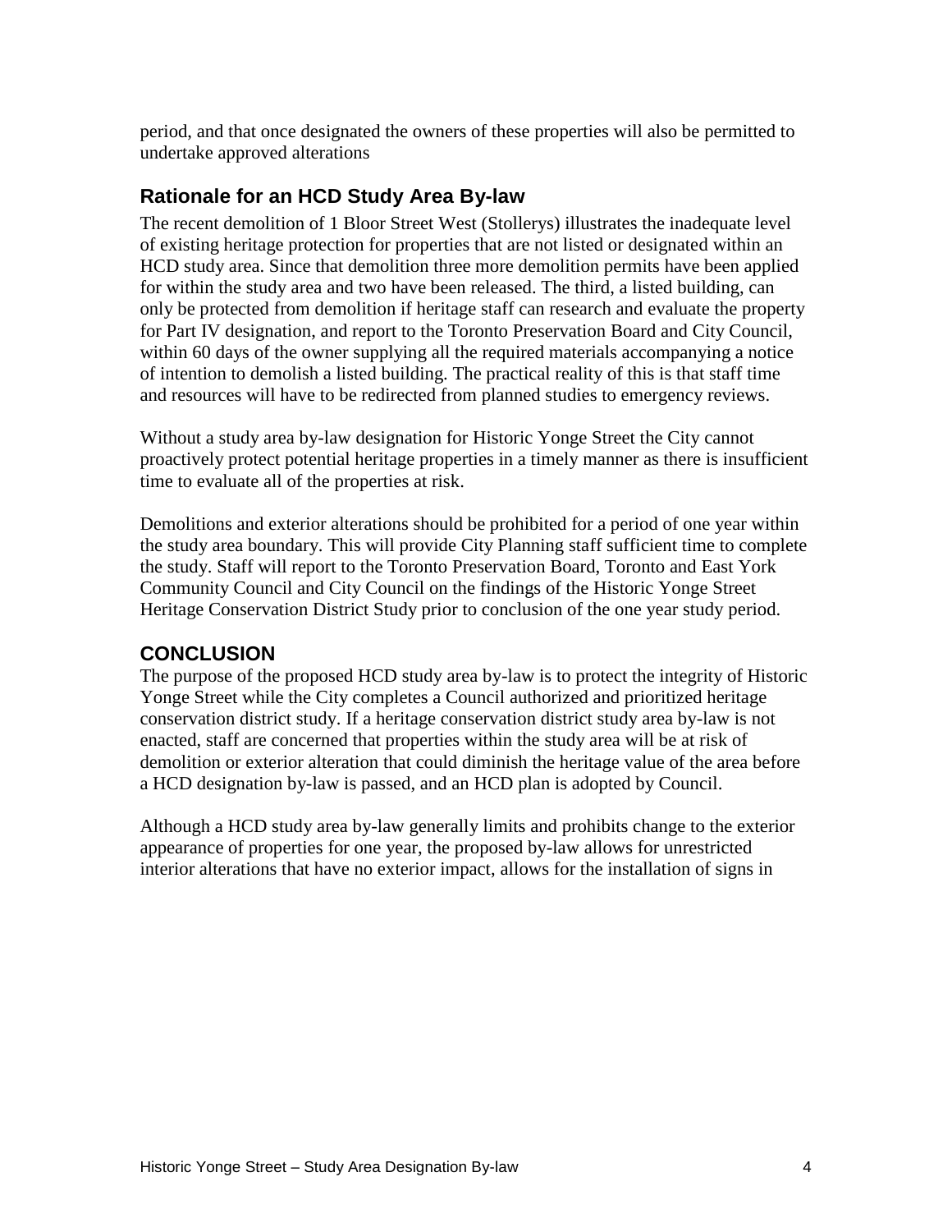period, and that once designated the owners of these properties will also be permitted to undertake approved alterations

## Rationale for an HCD Study Area By-law

The recent demolition of 1 Bloor Street West (Stollerys) illustrates the inadequate level of existing heritage protection for properties that are not listed or designated within an HCD study area. Since that demolition three more demolition permits have been applied for within the study area and two have been released. The third, a listed building, can only be protected from demolition if heritage staff can research and evaluate the property for Part IV designation, and report to the Toronto Preservation Board and City Council, within 60 days of the owner supplying all the required materials accompanying a notice of intention to demolish a listed building. The practical reality of this is that staff time and resources will have to be redirected from planned studies to emergency reviews.

Without a study area by-law designation for Historic Yonge Street the City cannot proactively protect potential heritage properties in a timely manner as there is insufficient time to evaluate all of the properties at risk.

Demolitions and exterior alterations should be prohibited for a period of one year within the study area boundary. This will provide City Planning staff sufficient time to complete the study. Staff will report to the Toronto Preservation Board, Toronto and East York Community Council and City Council on the findings of the Historic Yonge Street Heritage Conservation District Study prior to conclusion of the one year study period.

## CONCLUSION

The purpose of the proposed HCD study area by-law is to protect the integrity of Historic Yonge Street while the City completes a Council authorized and prioritized heritage conservation district study. If a heritage conservation district study area by-law is not enacted, staff are concerned that properties within the study area will be at risk of demolition or exterior alteration that could diminish the heritage value of the area before a HCD designation by-law is passed, and an HCD plan is adopted by Council.

Although a HCD study area by-law generally limits and prohibits change to the exterior appearance of properties for one year, the proposed by-law allows for unrestricted interior alterations that have no exterior impact, allows for the installation of signs in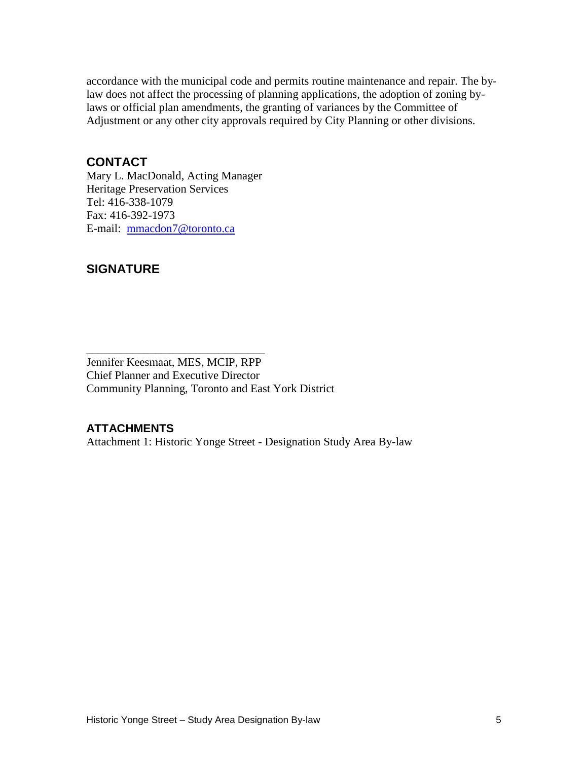accordance with the municipal code and permits routine maintenance and repair. The by-law does not affect the processing of planning applications, the adoption of zoning by-laws or official plan amendments, the granting of variances by the Committee of Adjustment or any other city approvals required by City Planning or other divisions.

## CONTACT

Mary L. MacDonald, Acting Manager
Heritage Preservation Services
Tel: 416-338-1079
Fax: 416-392-1973
E-mail: mmacdon7@toronto.ca

## SIGNATURE

_______________________________

Jennifer Keesmaat, MES, MCIP, RPP
Chief Planner and Executive Director
Community Planning, Toronto and East York District

## ATTACHMENTS

Attachment 1: Historic Yonge Street - Designation Study Area By-law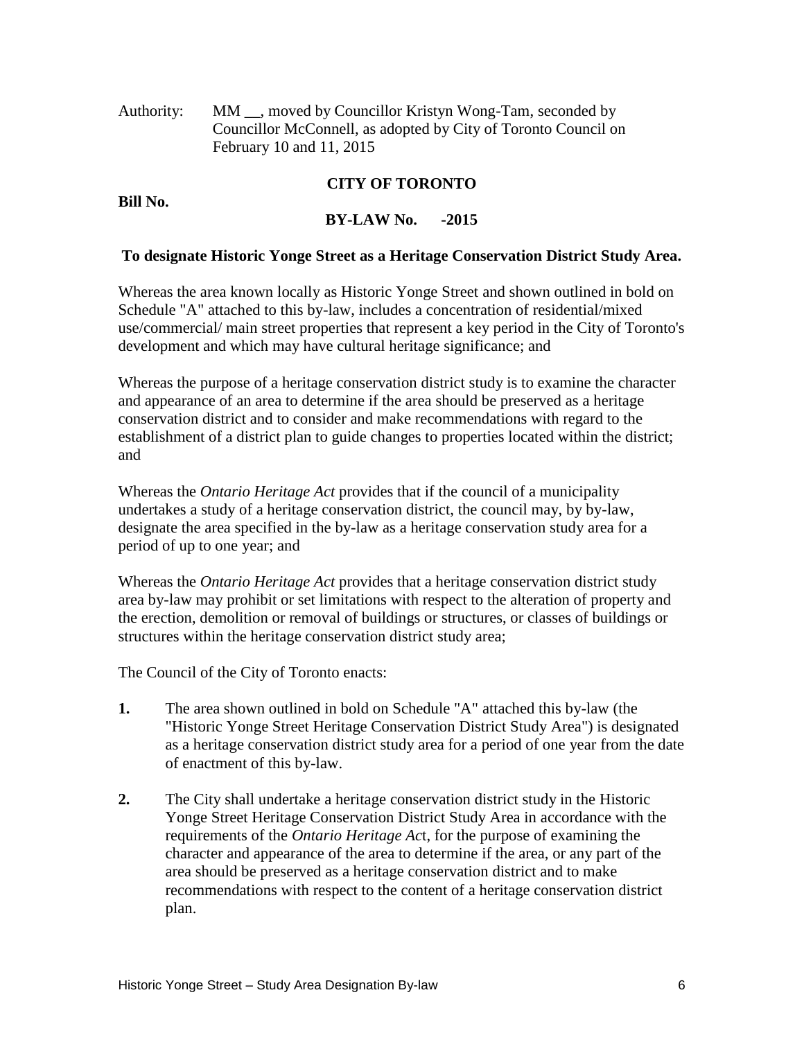Authority: MM __, moved by Councillor Kristyn Wong-Tam, seconded by Councillor McConnell, as adopted by City of Toronto Council on February 10 and 11, 2015

**CITY OF TORONTO**

**Bill No.**

**BY-LAW No. -2015**

**To designate Historic Yonge Street as a Heritage Conservation District Study Area.**

Whereas the area known locally as Historic Yonge Street and shown outlined in bold on Schedule "A" attached to this by-law, includes a concentration of residential/mixed use/commercial/ main street properties that represent a key period in the City of Toronto's development and which may have cultural heritage significance; and

Whereas the purpose of a heritage conservation district study is to examine the character and appearance of an area to determine if the area should be preserved as a heritage conservation district and to consider and make recommendations with regard to the establishment of a district plan to guide changes to properties located within the district; and

Whereas the *Ontario Heritage Act* provides that if the council of a municipality undertakes a study of a heritage conservation district, the council may, by by-law, designate the area specified in the by-law as a heritage conservation study area for a period of up to one year; and

Whereas the *Ontario Heritage Act* provides that a heritage conservation district study area by-law may prohibit or set limitations with respect to the alteration of property and the erection, demolition or removal of buildings or structures, or classes of buildings or structures within the heritage conservation district study area;

The Council of the City of Toronto enacts:

**1.** The area shown outlined in bold on Schedule "A" attached this by-law (the "Historic Yonge Street Heritage Conservation District Study Area") is designated as a heritage conservation district study area for a period of one year from the date of enactment of this by-law.

**2.** The City shall undertake a heritage conservation district study in the Historic Yonge Street Heritage Conservation District Study Area in accordance with the requirements of the *Ontario Heritage Act*, for the purpose of examining the character and appearance of the area to determine if the area, or any part of the area should be preserved as a heritage conservation district and to make recommendations with respect to the content of a heritage conservation district plan.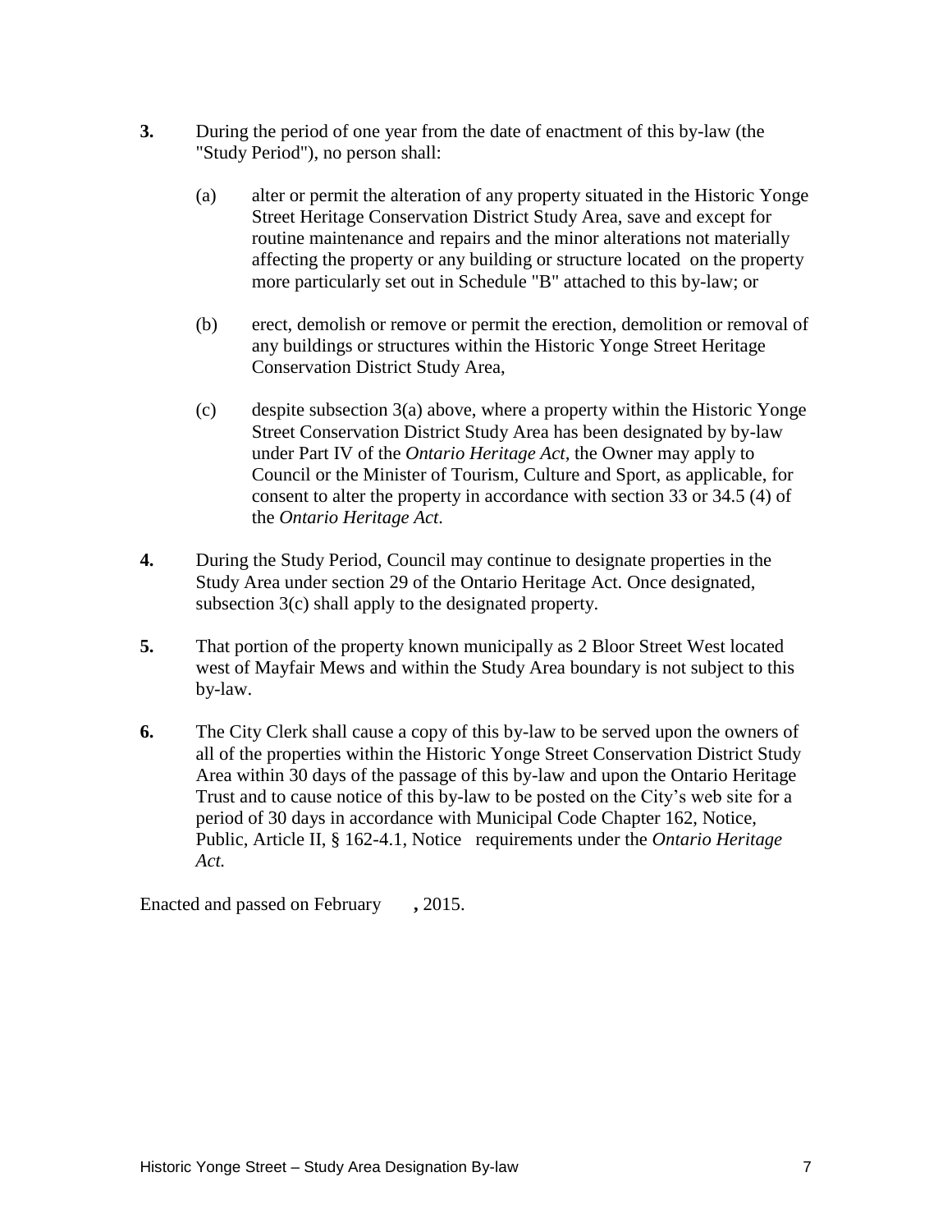**3.** During the period of one year from the date of enactment of this by-law (the "Study Period"), no person shall:

(a) alter or permit the alteration of any property situated in the Historic Yonge Street Heritage Conservation District Study Area, save and except for routine maintenance and repairs and the minor alterations not materially affecting the property or any building or structure located on the property more particularly set out in Schedule "B" attached to this by-law; or

(b) erect, demolish or remove or permit the erection, demolition or removal of any buildings or structures within the Historic Yonge Street Heritage Conservation District Study Area,

(c) despite subsection 3(a) above, where a property within the Historic Yonge Street Conservation District Study Area has been designated by by-law under Part IV of the *Ontario Heritage Act*, the Owner may apply to Council or the Minister of Tourism, Culture and Sport, as applicable, for consent to alter the property in accordance with section 33 or 34.5 (4) of the *Ontario Heritage Act*.

**4.** During the Study Period, Council may continue to designate properties in the Study Area under section 29 of the Ontario Heritage Act. Once designated, subsection 3(c) shall apply to the designated property.

**5.** That portion of the property known municipally as 2 Bloor Street West located west of Mayfair Mews and within the Study Area boundary is not subject to this by-law.

**6.** The City Clerk shall cause a copy of this by-law to be served upon the owners of all of the properties within the Historic Yonge Street Conservation District Study Area within 30 days of the passage of this by-law and upon the Ontario Heritage Trust and to cause notice of this by-law to be posted on the City's web site for a period of 30 days in accordance with Municipal Code Chapter 162, Notice, Public, Article II, § 162-4.1, Notice requirements under the *Ontario Heritage Act.*

Enacted and passed on February , 2015.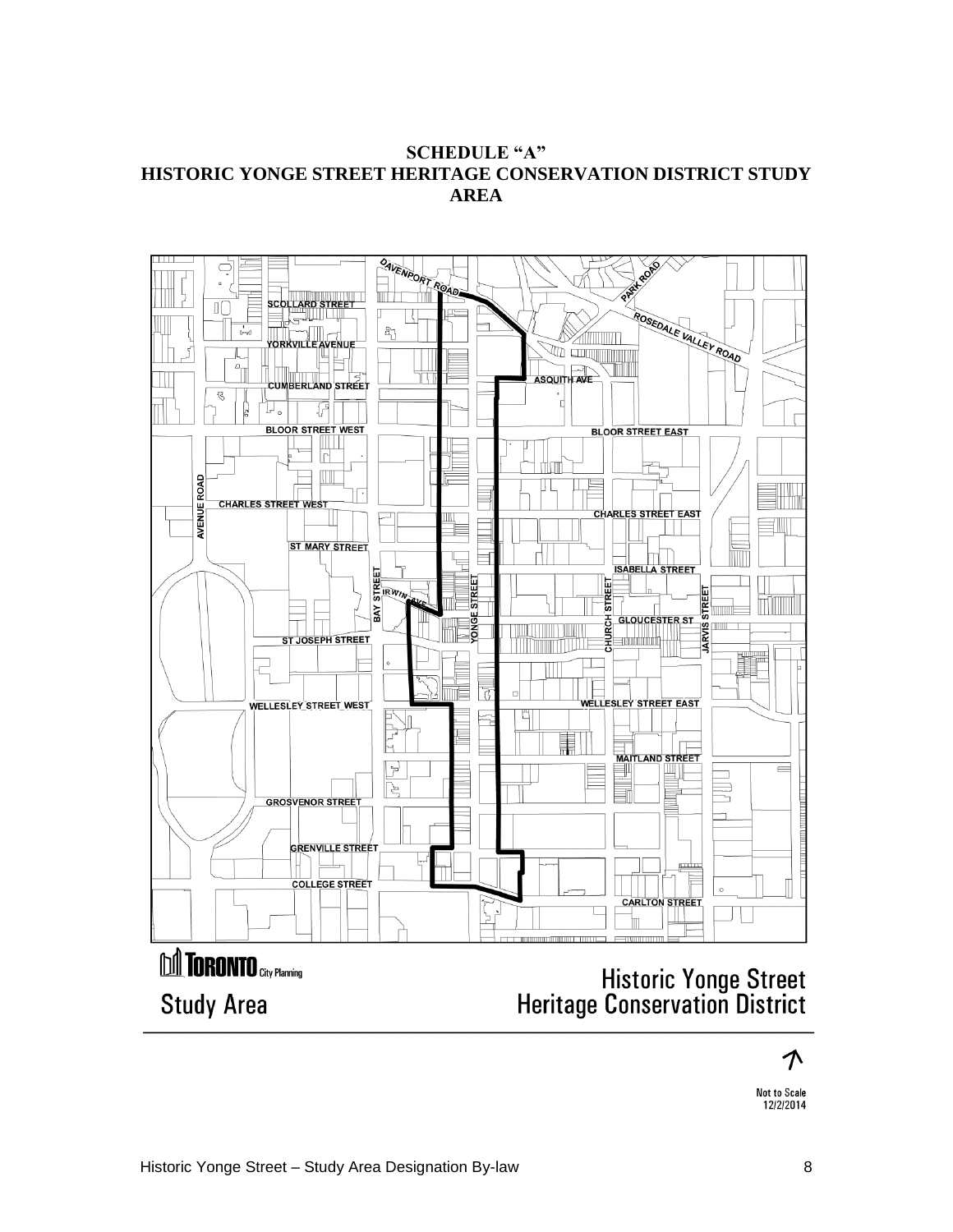# SCHEDULE "A"
# HISTORIC YONGE STREET HERITAGE CONSERVATION DISTRICT STUDY AREA

DAVENPORT ROAD
PARK ROAD
SCOLLARD STREET
ROSEDALE VALLEY ROAD
YORKVILLE AVENUE
ASQUITH AVE
CUMBERLAND STREET
BLOOR STREET WEST
BLOOR STREET EAST
AVENUE ROAD
CHARLES STREET WEST
CHARLES STREET EAST
ST MARY STREET
ISABELLA STREET
BAY STREET
IRWIN AVE
YONGE STREET
CHURCH STREET
JARVIS STREET
GLOUCESTER ST
ST JOSEPH STREET
WELLESLEY STREET WEST
WELLESLEY STREET EAST
MAITLAND STREET
GROSVENOR STREET
GRENVILLE STREET
COLLEGE STREET
CARLTON STREET

TORONTO City Planning

Study Area

Historic Yonge Street
Heritage Conservation District

Not to Scale
12/2/2014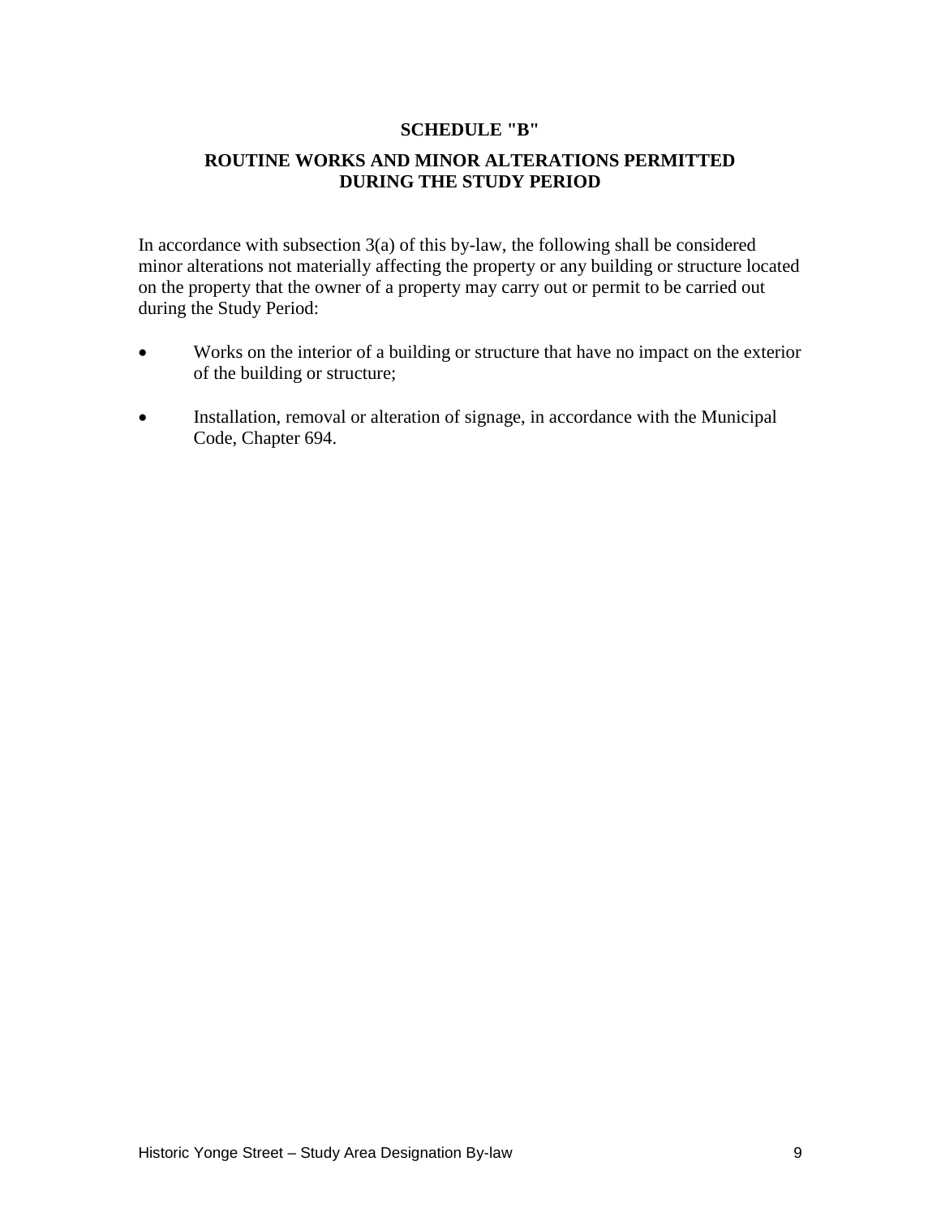## SCHEDULE "B"

## ROUTINE WORKS AND MINOR ALTERATIONS PERMITTED DURING THE STUDY PERIOD

In accordance with subsection 3(a) of this by-law, the following shall be considered minor alterations not materially affecting the property or any building or structure located on the property that the owner of a property may carry out or permit to be carried out during the Study Period:

- Works on the interior of a building or structure that have no impact on the exterior of the building or structure;
- Installation, removal or alteration of signage, in accordance with the Municipal Code, Chapter 694.